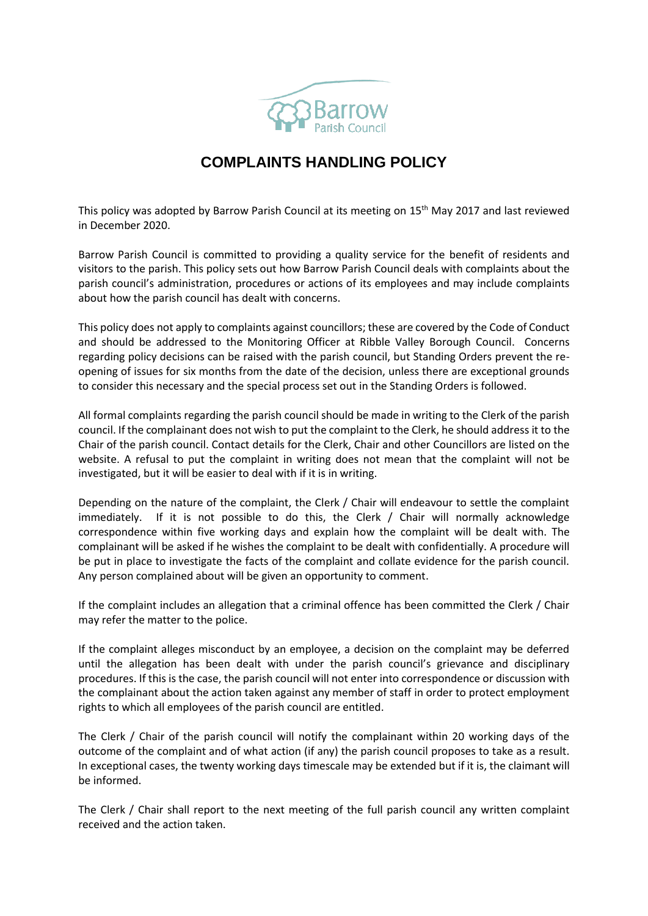# COMPLAINTS HANDLING POLICY

This policy was adopted by Barrow Parish Council at its meeting on 15th May 2017 and last reviewed in December 2020.

Barrow Parish Council is committed to providing a quality service for the benefit of residents and visitors to the parish. This policy sets out how Barrow Parish Council deals with complaints about the parish council's administration, procedures or actions of its employees and may include complaints about how the parish council has dealt with concerns.

This policy does not apply to complaints against councillors; these are covered by the Code of Conduct and should be addressed to the Monitoring Officer at Ribble Valley Borough Council. Concerns regarding policy decisions can be raised with the parish council, but Standing Orders prevent the re-opening of issues for six months from the date of the decision, unless there are exceptional grounds to consider this necessary and the special process set out in the Standing Orders is followed.

All formal complaints regarding the parish council should be made in writing to the Clerk of the parish council. If the complainant does not wish to put the complaint to the Clerk, he should address it to the Chair of the parish council. Contact details for the Clerk, Chair and other Councillors are listed on the website. A refusal to put the complaint in writing does not mean that the complaint will not be investigated, but it will be easier to deal with if it is in writing.

Depending on the nature of the complaint, the Clerk / Chair will endeavour to settle the complaint immediately. If it is not possible to do this, the Clerk / Chair will normally acknowledge correspondence within five working days and explain how the complaint will be dealt with. The complainant will be asked if he wishes the complaint to be dealt with confidentially. A procedure will be put in place to investigate the facts of the complaint and collate evidence for the parish council. Any person complained about will be given an opportunity to comment.

If the complaint includes an allegation that a criminal offence has been committed the Clerk / Chair may refer the matter to the police.

If the complaint alleges misconduct by an employee, a decision on the complaint may be deferred until the allegation has been dealt with under the parish council's grievance and disciplinary procedures. If this is the case, the parish council will not enter into correspondence or discussion with the complainant about the action taken against any member of staff in order to protect employment rights to which all employees of the parish council are entitled.

The Clerk / Chair of the parish council will notify the complainant within 20 working days of the outcome of the complaint and of what action (if any) the parish council proposes to take as a result. In exceptional cases, the twenty working days timescale may be extended but if it is, the claimant will be informed.

The Clerk / Chair shall report to the next meeting of the full parish council any written complaint received and the action taken.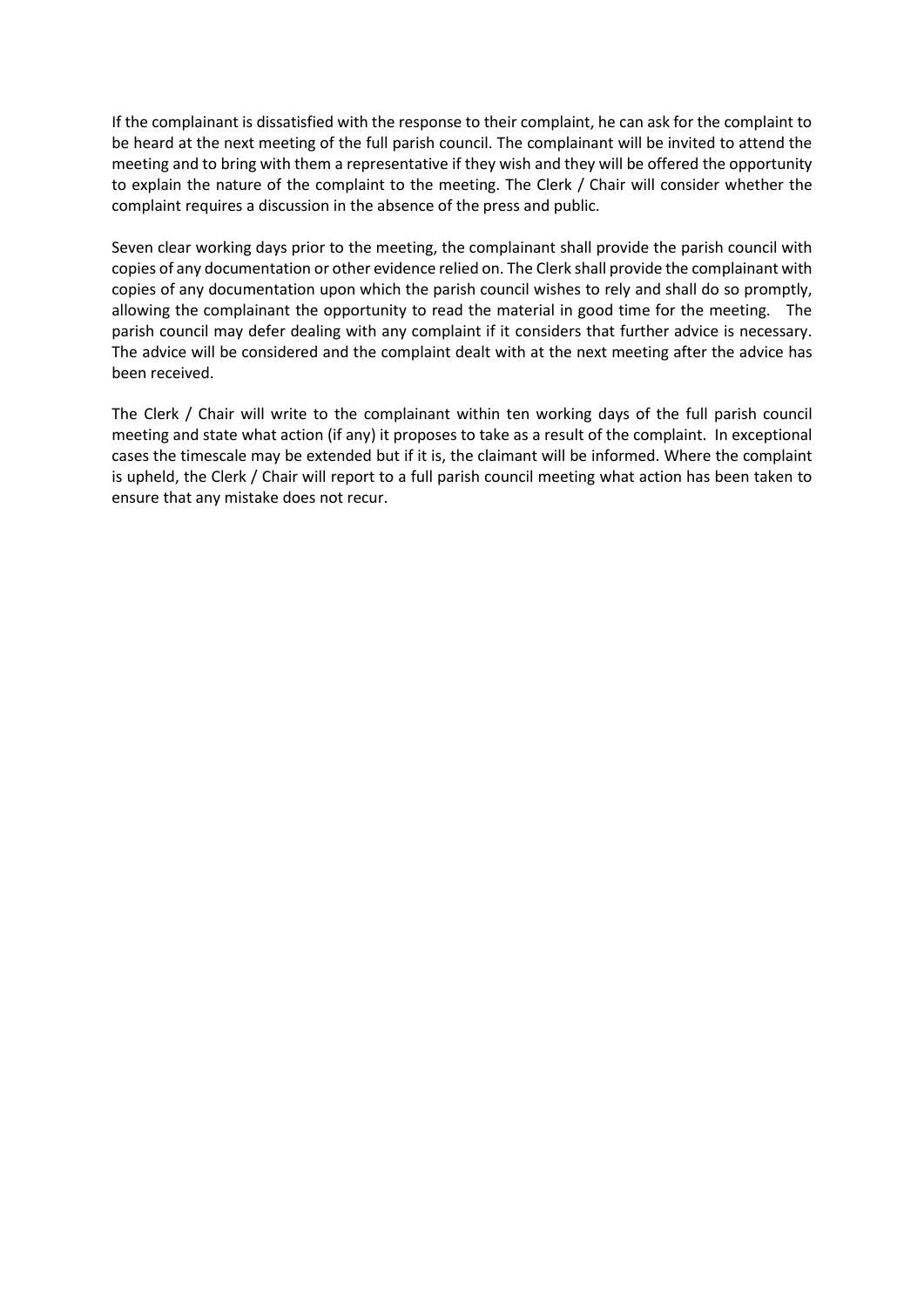If the complainant is dissatisfied with the response to their complaint, he can ask for the complaint to be heard at the next meeting of the full parish council. The complainant will be invited to attend the meeting and to bring with them a representative if they wish and they will be offered the opportunity to explain the nature of the complaint to the meeting. The Clerk / Chair will consider whether the complaint requires a discussion in the absence of the press and public.

Seven clear working days prior to the meeting, the complainant shall provide the parish council with copies of any documentation or other evidence relied on. The Clerk shall provide the complainant with copies of any documentation upon which the parish council wishes to rely and shall do so promptly, allowing the complainant the opportunity to read the material in good time for the meeting. The parish council may defer dealing with any complaint if it considers that further advice is necessary. The advice will be considered and the complaint dealt with at the next meeting after the advice has been received.

The Clerk / Chair will write to the complainant within ten working days of the full parish council meeting and state what action (if any) it proposes to take as a result of the complaint. In exceptional cases the timescale may be extended but if it is, the claimant will be informed. Where the complaint is upheld, the Clerk / Chair will report to a full parish council meeting what action has been taken to ensure that any mistake does not recur.